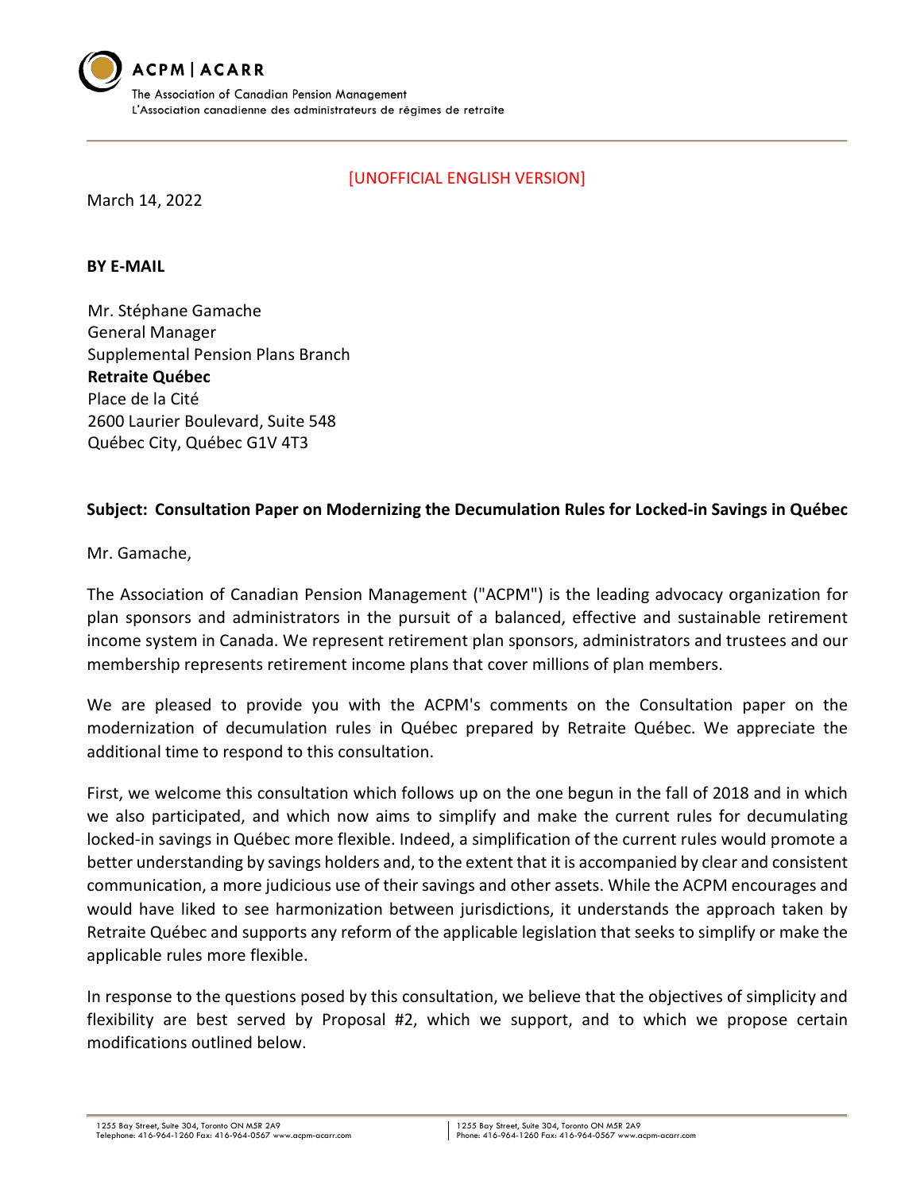**ACPM | ACARR**

The Association of Canadian Pension Management
L'Association canadienne des administrateurs de régimes de retraite

[UNOFFICIAL ENGLISH VERSION]

March 14, 2022

**BY E-MAIL**

Mr. Stéphane Gamache
General Manager
Supplemental Pension Plans Branch
**Retraite Québec**
Place de la Cité
2600 Laurier Boulevard, Suite 548
Québec City, Québec G1V 4T3

**Subject: Consultation Paper on Modernizing the Decumulation Rules for Locked-in Savings in Québec**

Mr. Gamache,

The Association of Canadian Pension Management ("ACPM") is the leading advocacy organization for plan sponsors and administrators in the pursuit of a balanced, effective and sustainable retirement income system in Canada. We represent retirement plan sponsors, administrators and trustees and our membership represents retirement income plans that cover millions of plan members.

We are pleased to provide you with the ACPM's comments on the Consultation paper on the modernization of decumulation rules in Québec prepared by Retraite Québec. We appreciate the additional time to respond to this consultation.

First, we welcome this consultation which follows up on the one begun in the fall of 2018 and in which we also participated, and which now aims to simplify and make the current rules for decumulating locked-in savings in Québec more flexible. Indeed, a simplification of the current rules would promote a better understanding by savings holders and, to the extent that it is accompanied by clear and consistent communication, a more judicious use of their savings and other assets. While the ACPM encourages and would have liked to see harmonization between jurisdictions, it understands the approach taken by Retraite Québec and supports any reform of the applicable legislation that seeks to simplify or make the applicable rules more flexible.

In response to the questions posed by this consultation, we believe that the objectives of simplicity and flexibility are best served by Proposal #2, which we support, and to which we propose certain modifications outlined below.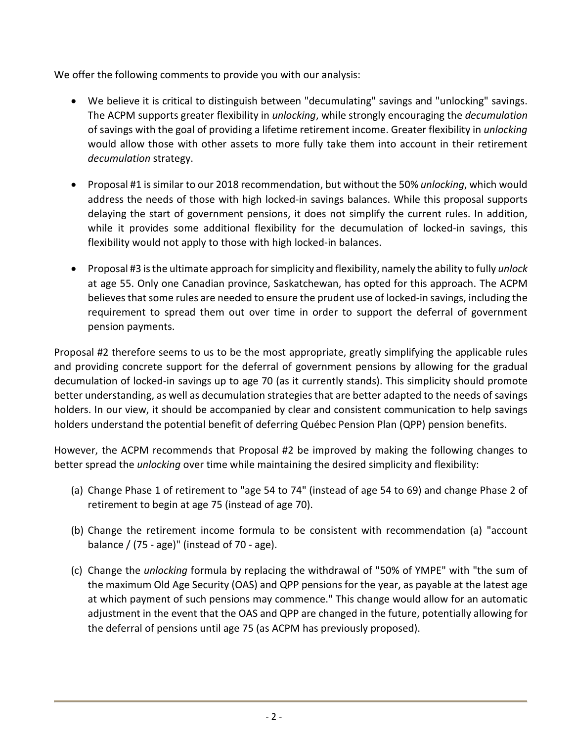We offer the following comments to provide you with our analysis:

- We believe it is critical to distinguish between "decumulating" savings and "unlocking" savings. The ACPM supports greater flexibility in *unlocking*, while strongly encouraging the *decumulation* of savings with the goal of providing a lifetime retirement income. Greater flexibility in *unlocking* would allow those with other assets to more fully take them into account in their retirement *decumulation* strategy.

- Proposal #1 is similar to our 2018 recommendation, but without the 50% *unlocking*, which would address the needs of those with high locked-in savings balances. While this proposal supports delaying the start of government pensions, it does not simplify the current rules. In addition, while it provides some additional flexibility for the decumulation of locked-in savings, this flexibility would not apply to those with high locked-in balances.

- Proposal #3 is the ultimate approach for simplicity and flexibility, namely the ability to fully *unlock* at age 55. Only one Canadian province, Saskatchewan, has opted for this approach. The ACPM believes that some rules are needed to ensure the prudent use of locked-in savings, including the requirement to spread them out over time in order to support the deferral of government pension payments.

Proposal #2 therefore seems to us to be the most appropriate, greatly simplifying the applicable rules and providing concrete support for the deferral of government pensions by allowing for the gradual decumulation of locked-in savings up to age 70 (as it currently stands). This simplicity should promote better understanding, as well as decumulation strategies that are better adapted to the needs of savings holders. In our view, it should be accompanied by clear and consistent communication to help savings holders understand the potential benefit of deferring Québec Pension Plan (QPP) pension benefits.

However, the ACPM recommends that Proposal #2 be improved by making the following changes to better spread the *unlocking* over time while maintaining the desired simplicity and flexibility:

(a) Change Phase 1 of retirement to "age 54 to 74" (instead of age 54 to 69) and change Phase 2 of retirement to begin at age 75 (instead of age 70).

(b) Change the retirement income formula to be consistent with recommendation (a) "account balance / (75 - age)" (instead of 70 - age).

(c) Change the *unlocking* formula by replacing the withdrawal of "50% of YMPE" with "the sum of the maximum Old Age Security (OAS) and QPP pensions for the year, as payable at the latest age at which payment of such pensions may commence." This change would allow for an automatic adjustment in the event that the OAS and QPP are changed in the future, potentially allowing for the deferral of pensions until age 75 (as ACPM has previously proposed).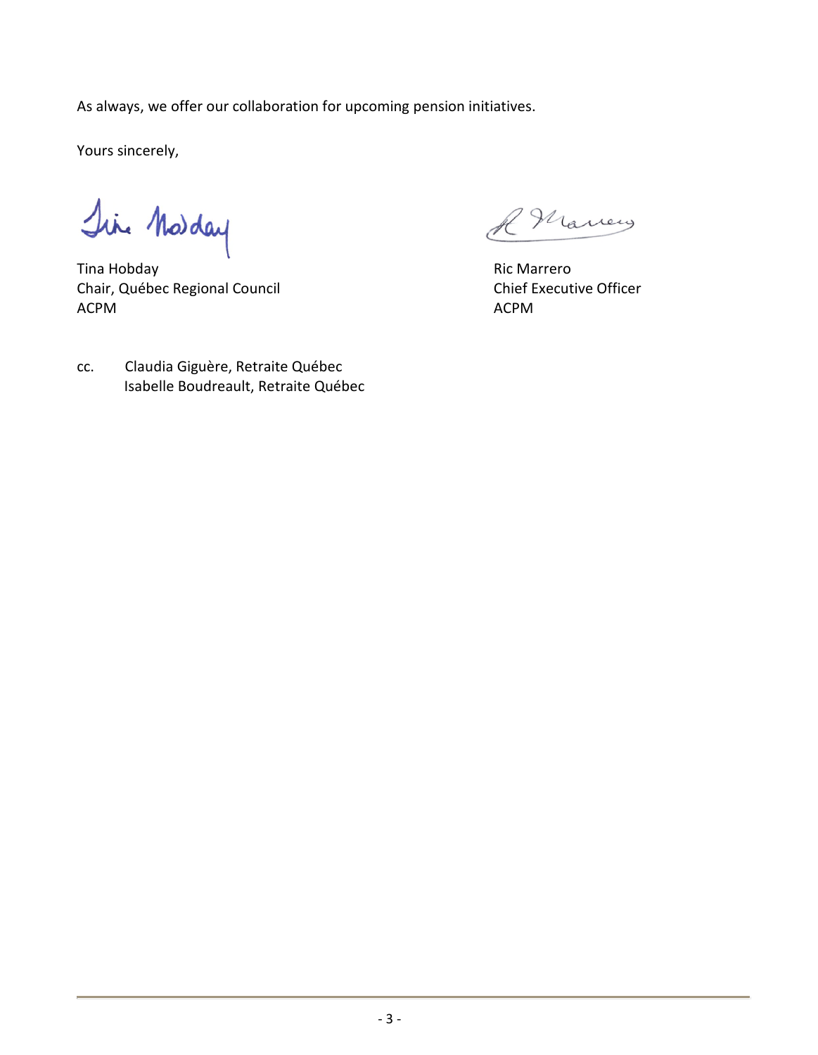As always, we offer our collaboration for upcoming pension initiatives.

Yours sincerely,

Tina Hobday
Chair, Québec Regional Council
ACPM

Ric Marrero
Chief Executive Officer
ACPM

cc. Claudia Giguère, Retraite Québec
Isabelle Boudreault, Retraite Québec